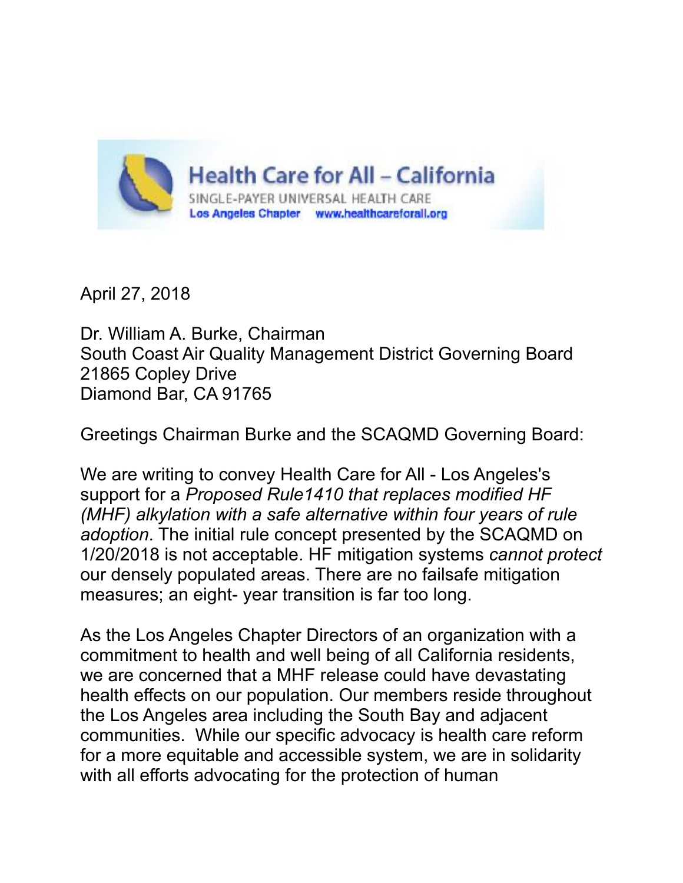Health Care for All – California

SINGLE-PAYER UNIVERSAL HEALTH CARE

Los Angeles Chapter www.healthcareforall.org

April 27, 2018

Dr. William A. Burke, Chairman
South Coast Air Quality Management District Governing Board
21865 Copley Drive
Diamond Bar, CA 91765

Greetings Chairman Burke and the SCAQMD Governing Board:

We are writing to convey Health Care for All - Los Angeles's support for a *Proposed Rule1410 that replaces modified HF (MHF) alkylation with a safe alternative within four years of rule adoption*. The initial rule concept presented by the SCAQMD on 1/20/2018 is not acceptable. HF mitigation systems *cannot protect* our densely populated areas. There are no failsafe mitigation measures; an eight- year transition is far too long.

As the Los Angeles Chapter Directors of an organization with a commitment to health and well being of all California residents, we are concerned that a MHF release could have devastating health effects on our population. Our members reside throughout the Los Angeles area including the South Bay and adjacent communities. While our specific advocacy is health care reform for a more equitable and accessible system, we are in solidarity with all efforts advocating for the protection of human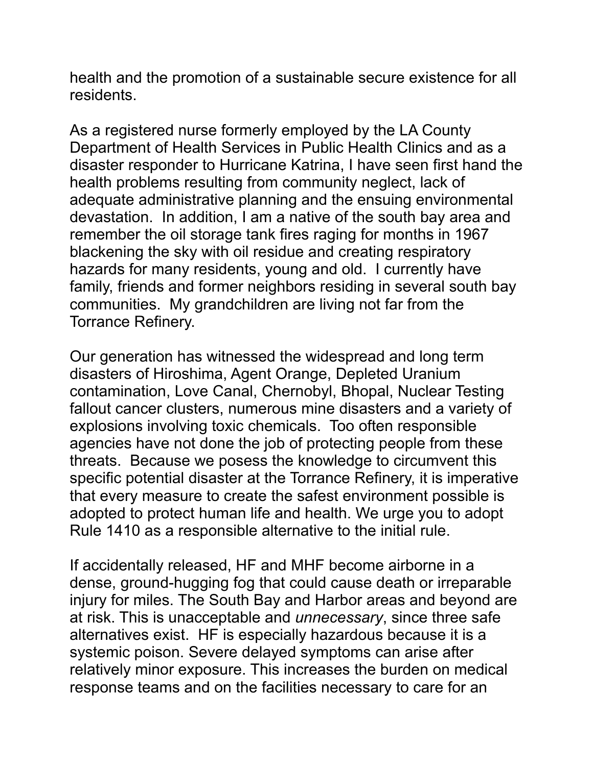health and the promotion of a sustainable secure existence for all residents.

As a registered nurse formerly employed by the LA County Department of Health Services in Public Health Clinics and as a disaster responder to Hurricane Katrina, I have seen first hand the health problems resulting from community neglect, lack of adequate administrative planning and the ensuing environmental devastation. In addition, I am a native of the south bay area and remember the oil storage tank fires raging for months in 1967 blackening the sky with oil residue and creating respiratory hazards for many residents, young and old. I currently have family, friends and former neighbors residing in several south bay communities. My grandchildren are living not far from the Torrance Refinery.

Our generation has witnessed the widespread and long term disasters of Hiroshima, Agent Orange, Depleted Uranium contamination, Love Canal, Chernobyl, Bhopal, Nuclear Testing fallout cancer clusters, numerous mine disasters and a variety of explosions involving toxic chemicals. Too often responsible agencies have not done the job of protecting people from these threats. Because we posess the knowledge to circumvent this specific potential disaster at the Torrance Refinery, it is imperative that every measure to create the safest environment possible is adopted to protect human life and health. We urge you to adopt Rule 1410 as a responsible alternative to the initial rule.

If accidentally released, HF and MHF become airborne in a dense, ground-hugging fog that could cause death or irreparable injury for miles. The South Bay and Harbor areas and beyond are at risk. This is unacceptable and *unnecessary*, since three safe alternatives exist. HF is especially hazardous because it is a systemic poison. Severe delayed symptoms can arise after relatively minor exposure. This increases the burden on medical response teams and on the facilities necessary to care for an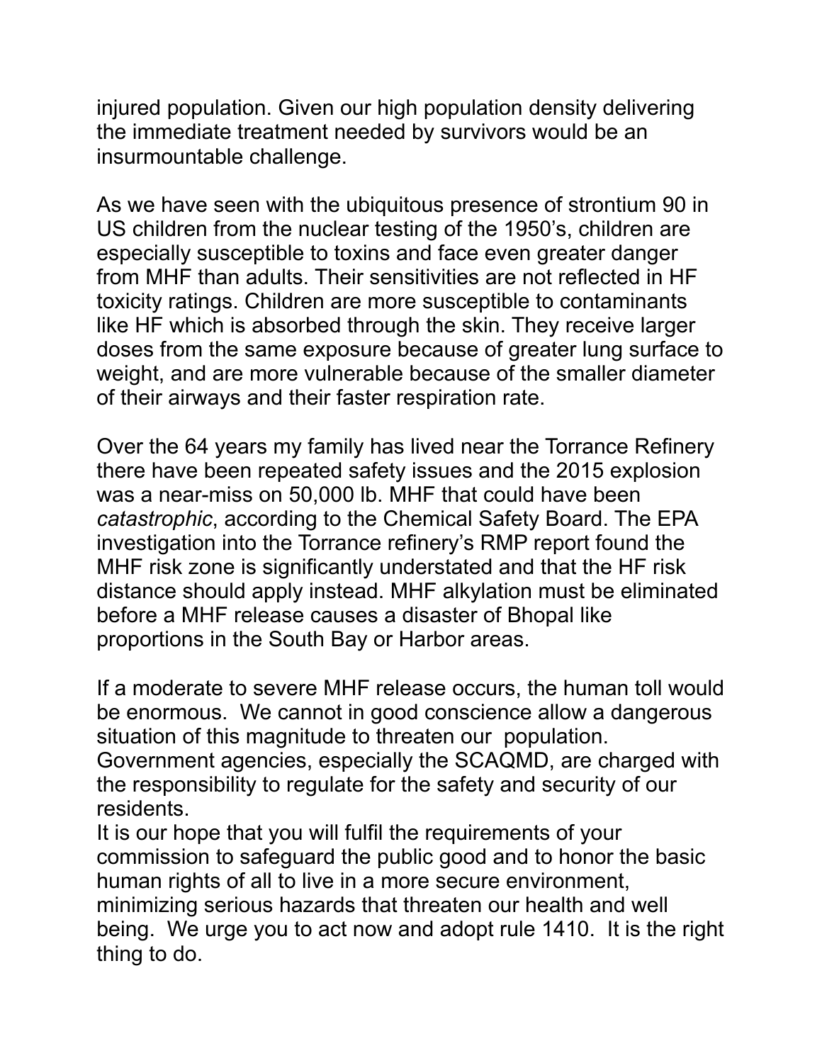injured population. Given our high population density delivering the immediate treatment needed by survivors would be an insurmountable challenge.

As we have seen with the ubiquitous presence of strontium 90 in US children from the nuclear testing of the 1950's, children are especially susceptible to toxins and face even greater danger from MHF than adults. Their sensitivities are not reflected in HF toxicity ratings. Children are more susceptible to contaminants like HF which is absorbed through the skin. They receive larger doses from the same exposure because of greater lung surface to weight, and are more vulnerable because of the smaller diameter of their airways and their faster respiration rate.

Over the 64 years my family has lived near the Torrance Refinery there have been repeated safety issues and the 2015 explosion was a near-miss on 50,000 lb. MHF that could have been *catastrophic*, according to the Chemical Safety Board. The EPA investigation into the Torrance refinery's RMP report found the MHF risk zone is significantly understated and that the HF risk distance should apply instead. MHF alkylation must be eliminated before a MHF release causes a disaster of Bhopal like proportions in the South Bay or Harbor areas.

If a moderate to severe MHF release occurs, the human toll would be enormous. We cannot in good conscience allow a dangerous situation of this magnitude to threaten our population. Government agencies, especially the SCAQMD, are charged with the responsibility to regulate for the safety and security of our residents.
It is our hope that you will fulfil the requirements of your commission to safeguard the public good and to honor the basic human rights of all to live in a more secure environment, minimizing serious hazards that threaten our health and well being. We urge you to act now and adopt rule 1410. It is the right thing to do.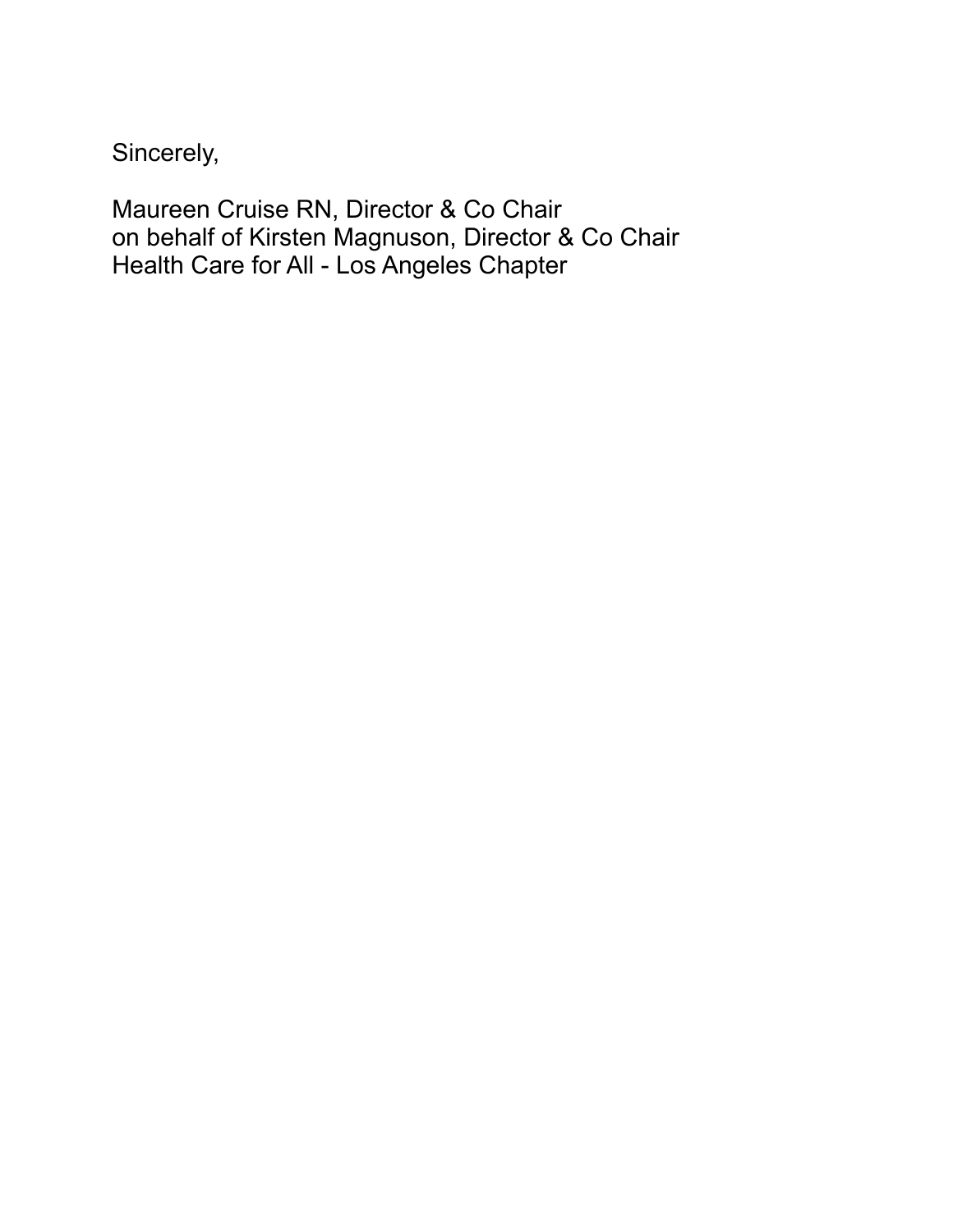Sincerely,

Maureen Cruise RN, Director & Co Chair
on behalf of Kirsten Magnuson, Director & Co Chair
Health Care for All - Los Angeles Chapter